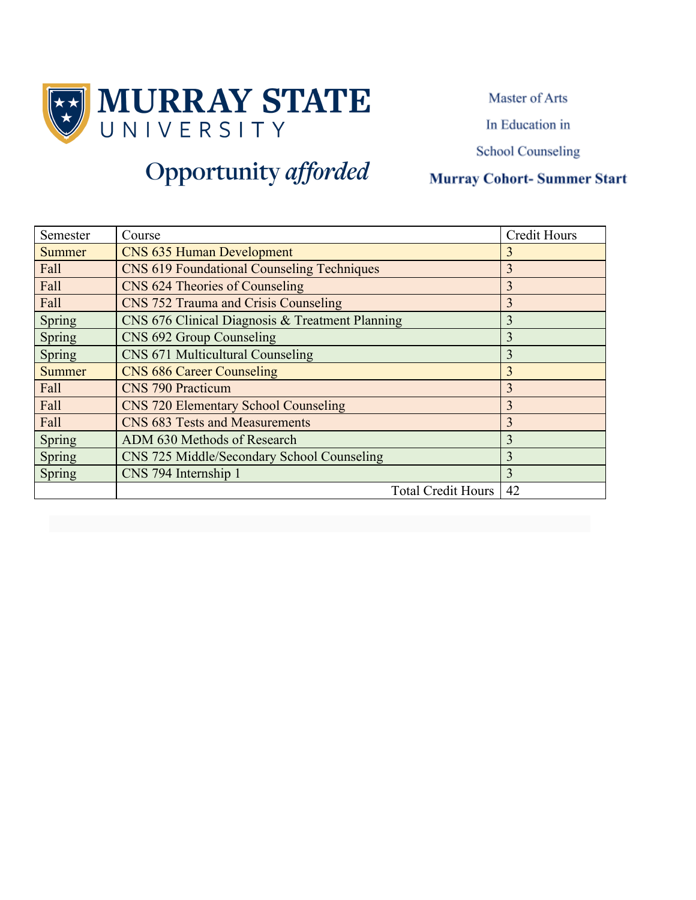# MURRAY STATE UNIVERSITY

Opportunity *afforded*

Master of Arts

In Education in

School Counseling

**Murray Cohort- Summer Start**

| Semester | Course | Credit Hours |
|---|---|---|
| Summer | CNS 635 Human Development | 3 |
| Fall | CNS 619 Foundational Counseling Techniques | 3 |
| Fall | CNS 624 Theories of Counseling | 3 |
| Fall | CNS 752 Trauma and Crisis Counseling | 3 |
| Spring | CNS 676 Clinical Diagnosis & Treatment Planning | 3 |
| Spring | CNS 692 Group Counseling | 3 |
| Spring | CNS 671 Multicultural Counseling | 3 |
| Summer | CNS 686 Career Counseling | 3 |
| Fall | CNS 790 Practicum | 3 |
| Fall | CNS 720 Elementary School Counseling | 3 |
| Fall | CNS 683 Tests and Measurements | 3 |
| Spring | ADM 630 Methods of Research | 3 |
| Spring | CNS 725 Middle/Secondary School Counseling | 3 |
| Spring | CNS 794 Internship 1 | 3 |
| | Total Credit Hours | 42 |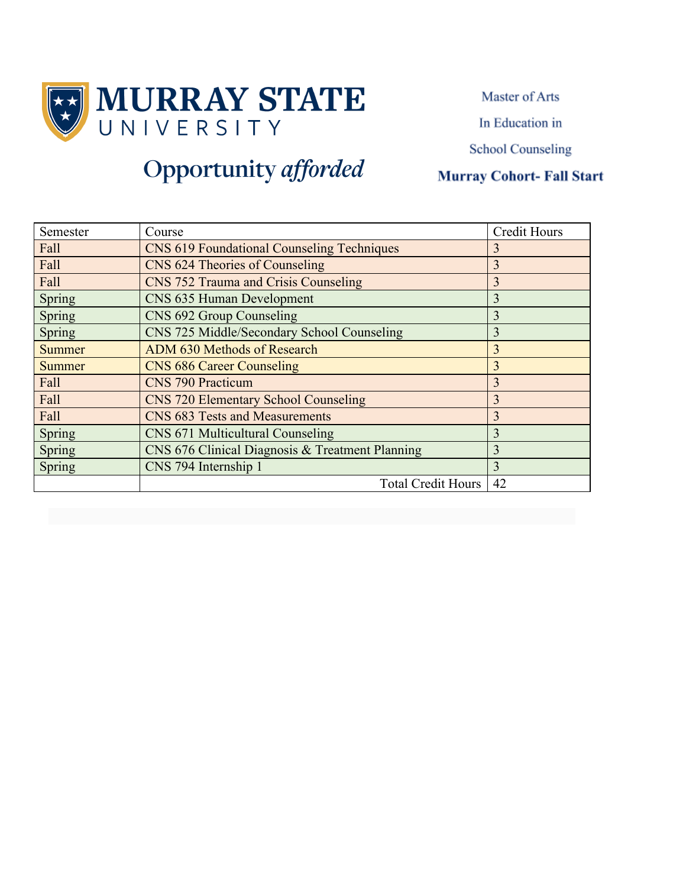MURRAY STATE UNIVERSITY

Opportunity *afforded*

Master of Arts

In Education in

School Counseling

**Murray Cohort- Fall Start**

| Semester | Course | Credit Hours |
|---|---|---|
| Fall | CNS 619 Foundational Counseling Techniques | 3 |
| Fall | CNS 624 Theories of Counseling | 3 |
| Fall | CNS 752 Trauma and Crisis Counseling | 3 |
| Spring | CNS 635 Human Development | 3 |
| Spring | CNS 692 Group Counseling | 3 |
| Spring | CNS 725 Middle/Secondary School Counseling | 3 |
| Summer | ADM 630 Methods of Research | 3 |
| Summer | CNS 686 Career Counseling | 3 |
| Fall | CNS 790 Practicum | 3 |
| Fall | CNS 720 Elementary School Counseling | 3 |
| Fall | CNS 683 Tests and Measurements | 3 |
| Spring | CNS 671 Multicultural Counseling | 3 |
| Spring | CNS 676 Clinical Diagnosis & Treatment Planning | 3 |
| Spring | CNS 794 Internship 1 | 3 |
| | Total Credit Hours | 42 |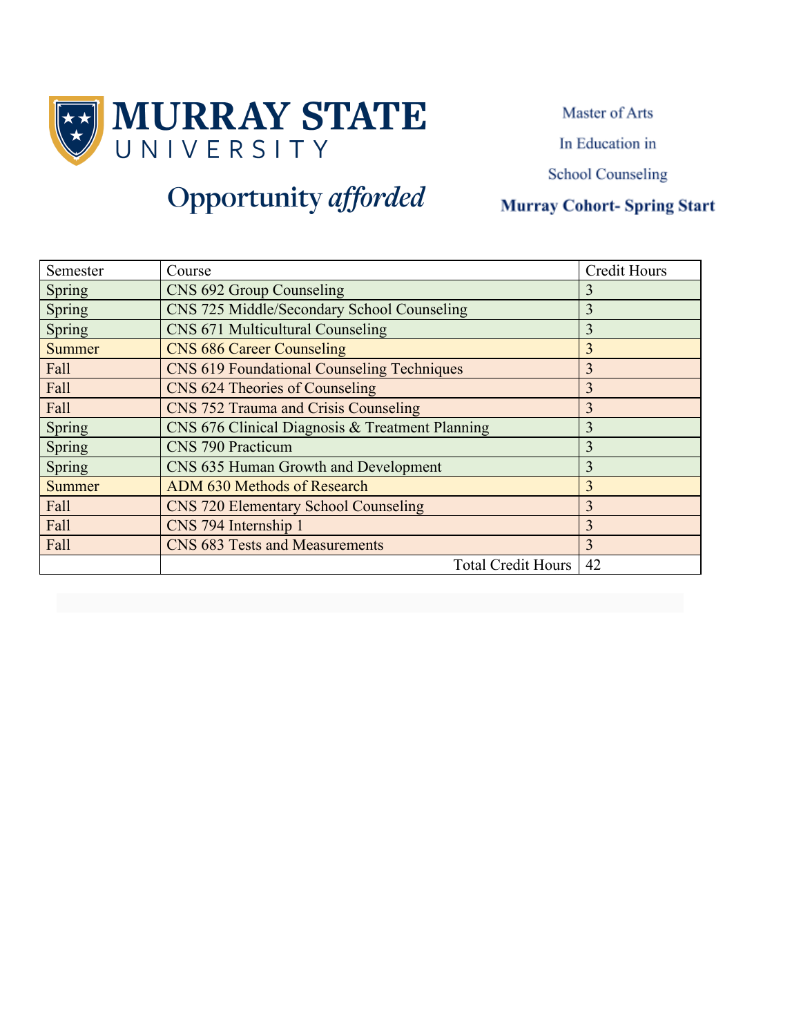**MURRAY STATE UNIVERSITY**

*Opportunity afforded*

Master of Arts

In Education in

School Counseling

**Murray Cohort- Spring Start**

| Semester | Course | Credit Hours |
|---|---|---|
| Spring | CNS 692 Group Counseling | 3 |
| Spring | CNS 725 Middle/Secondary School Counseling | 3 |
| Spring | CNS 671 Multicultural Counseling | 3 |
| Summer | CNS 686 Career Counseling | 3 |
| Fall | CNS 619 Foundational Counseling Techniques | 3 |
| Fall | CNS 624 Theories of Counseling | 3 |
| Fall | CNS 752 Trauma and Crisis Counseling | 3 |
| Spring | CNS 676 Clinical Diagnosis & Treatment Planning | 3 |
| Spring | CNS 790 Practicum | 3 |
| Spring | CNS 635 Human Growth and Development | 3 |
| Summer | ADM 630 Methods of Research | 3 |
| Fall | CNS 720 Elementary School Counseling | 3 |
| Fall | CNS 794 Internship 1 | 3 |
| Fall | CNS 683 Tests and Measurements | 3 |
| | Total Credit Hours | 42 |